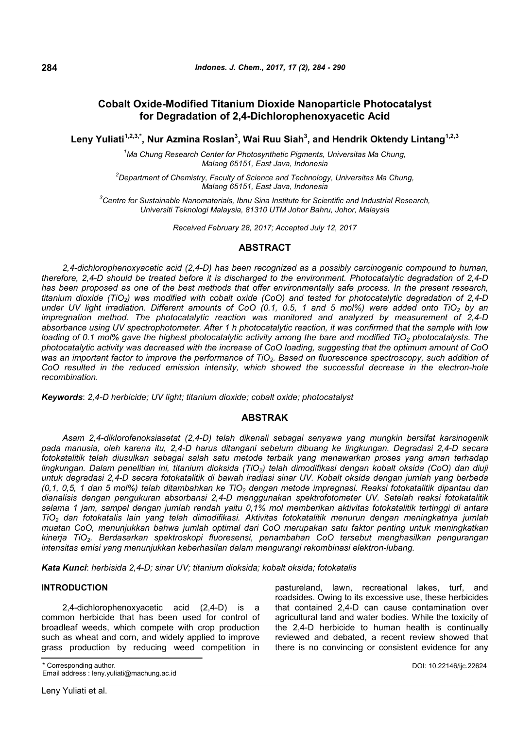# Cobalt Oxide-Modified Titanium Dioxide Nanoparticle Photocatalyst for Degradation of 2,4-Dichlorophenoxyacetic Acid

**Leny Yuliati[1,2,3,*], Nur Azmina Roslan[3], Wai Ruu Siah[3], and Hendrik Oktendy Lintang[1,2,3]**

*[1]Ma Chung Research Center for Photosynthetic Pigments, Universitas Ma Chung, Malang 65151, East Java, Indonesia*

*[2]Department of Chemistry, Faculty of Science and Technology, Universitas Ma Chung, Malang 65151, East Java, Indonesia*

*[3]Centre for Sustainable Nanomaterials, Ibnu Sina Institute for Scientific and Industrial Research, Universiti Teknologi Malaysia, 81310 UTM Johor Bahru, Johor, Malaysia*

*Received February 28, 2017; Accepted July 12, 2017*

## ABSTRACT

*2,4-dichlorophenoxyacetic acid (2,4-D) has been recognized as a possibly carcinogenic compound to human, therefore, 2,4-D should be treated before it is discharged to the environment. Photocatalytic degradation of 2,4-D has been proposed as one of the best methods that offer environmentally safe process. In the present research, titanium dioxide ($TiO_2$) was modified with cobalt oxide (CoO) and tested for photocatalytic degradation of 2,4-D under UV light irradiation. Different amounts of CoO (0.1, 0.5, 1 and 5 mol%) were added onto $TiO_2$ by an impregnation method. The photocatalytic reaction was monitored and analyzed by measurement of 2,4-D absorbance using UV spectrophotometer. After 1 h photocatalytic reaction, it was confirmed that the sample with low loading of 0.1 mol% gave the highest photocatalytic activity among the bare and modified $TiO_2$ photocatalysts. The photocatalytic activity was decreased with the increase of CoO loading, suggesting that the optimum amount of CoO was an important factor to improve the performance of $TiO_2$. Based on fluorescence spectroscopy, such addition of CoO resulted in the reduced emission intensity, which showed the successful decrease in the electron-hole recombination.*

***Keywords***: *2,4-D herbicide; UV light; titanium dioxide; cobalt oxide; photocatalyst*

## ABSTRAK

*Asam 2,4-diklorofenoksiasetat (2,4-D) telah dikenali sebagai senyawa yang mungkin bersifat karsinogenik pada manusia, oleh karena itu, 2,4-D harus ditangani sebelum dibuang ke lingkungan. Degradasi 2,4-D secara fotokatalitik telah diusulkan sebagai salah satu metode terbaik yang menawarkan proses yang aman terhadap lingkungan. Dalam penelitian ini, titanium dioksida ($TiO_2$) telah dimodifikasi dengan kobalt oksida (CoO) dan diuji untuk degradasi 2,4-D secara fotokatalitik di bawah iradiasi sinar UV. Kobalt oksida dengan jumlah yang berbeda (0,1, 0,5, 1 dan 5 mol%) telah ditambahkan ke $TiO_2$ dengan metode impregnasi. Reaksi fotokatalitik dipantau dan dianalisis dengan pengukuran absorbansi 2,4-D menggunakan spektrofotometer UV. Setelah reaksi fotokatalitik selama 1 jam, sampel dengan jumlah rendah yaitu 0,1% mol memberikan aktivitas fotokatalitik tertinggi di antara $TiO_2$ dan fotokatalis lain yang telah dimodifikasi. Aktivitas fotokatalitik menurun dengan meningkatnya jumlah muatan CoO, menunjukkan bahwa jumlah optimal dari CoO merupakan satu faktor penting untuk meningkatkan kinerja $TiO_2$. Berdasarkan spektroskopi fluoresensi, penambahan CoO tersebut menghasilkan pengurangan intensitas emisi yang menunjukkan keberhasilan dalam mengurangi rekombinasi elektron-lubang.*

***Kata Kunci***: *herbisida 2,4-D; sinar UV; titanium dioksida; kobalt oksida; fotokatalis*

## INTRODUCTION

2,4-dichlorophenoxyacetic acid (2,4-D) is a common herbicide that has been used for control of broadleaf weeds, which compete with crop production such as wheat and corn, and widely applied to improve grass production by reducing weed competition in pastureland, lawn, recreational lakes, turf, and roadsides. Owing to its excessive use, these herbicides that contained 2,4-D can cause contamination over agricultural land and water bodies. While the toxicity of the 2,4-D herbicide to human health is continually reviewed and debated, a recent review showed that there is no convincing or consistent evidence for any

\* Corresponding author.
Email address : leny.yuliati@machung.ac.id

DOI: 10.22146/ijc.22624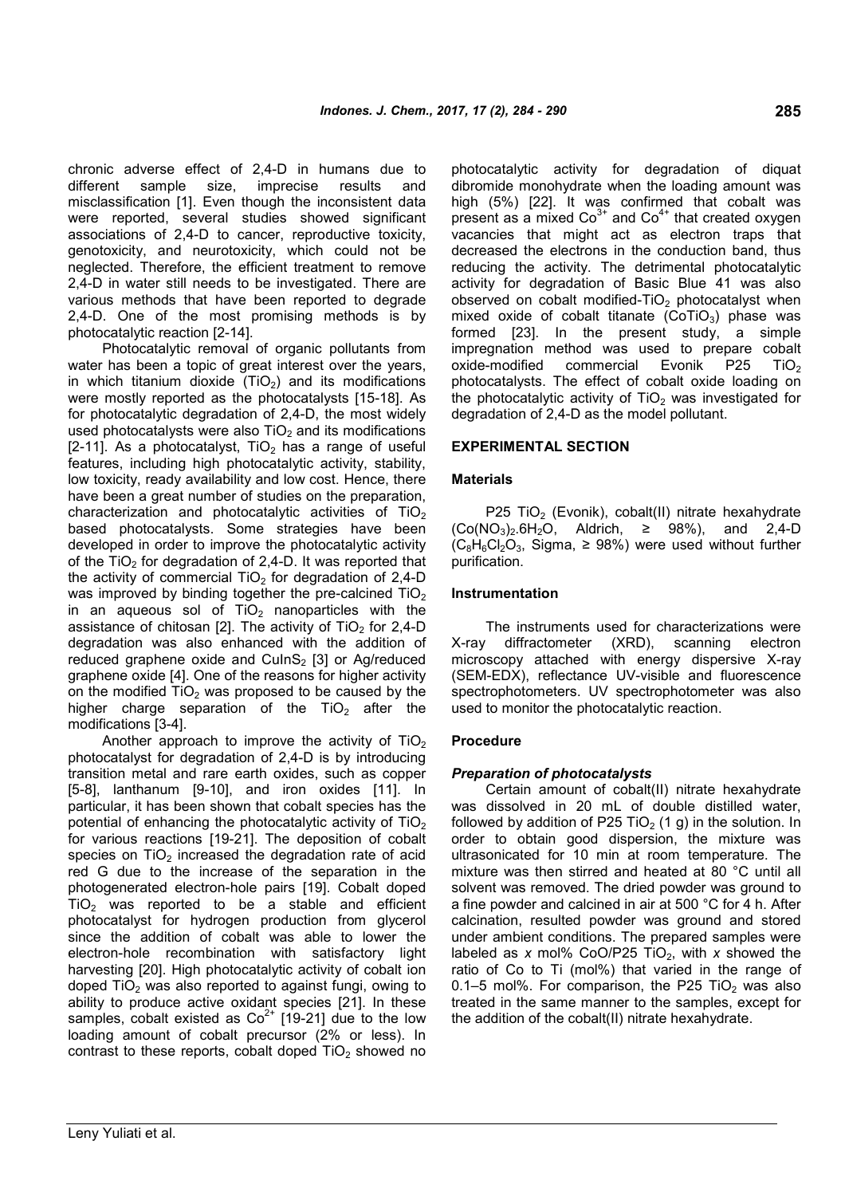chronic adverse effect of 2,4-D in humans due to different sample size, imprecise results and misclassification [1]. Even though the inconsistent data were reported, several studies showed significant associations of 2,4-D to cancer, reproductive toxicity, genotoxicity, and neurotoxicity, which could not be neglected. Therefore, the efficient treatment to remove 2,4-D in water still needs to be investigated. There are various methods that have been reported to degrade 2,4-D. One of the most promising methods is by photocatalytic reaction [2-14].

Photocatalytic removal of organic pollutants from water has been a topic of great interest over the years, in which titanium dioxide ($TiO_2$) and its modifications were mostly reported as the photocatalysts [15-18]. As for photocatalytic degradation of 2,4-D, the most widely used photocatalysts were also $TiO_2$ and its modifications [2-11]. As a photocatalyst, $TiO_2$ has a range of useful features, including high photocatalytic activity, stability, low toxicity, ready availability and low cost. Hence, there have been a great number of studies on the preparation, characterization and photocatalytic activities of $TiO_2$ based photocatalysts. Some strategies have been developed in order to improve the photocatalytic activity of the $TiO_2$ for degradation of 2,4-D. It was reported that the activity of commercial $TiO_2$ for degradation of 2,4-D was improved by binding together the pre-calcined $TiO_2$ in an aqueous sol of $TiO_2$ nanoparticles with the assistance of chitosan [2]. The activity of $TiO_2$ for 2,4-D degradation was also enhanced with the addition of reduced graphene oxide and $CuInS_2$ [3] or Ag/reduced graphene oxide [4]. One of the reasons for higher activity on the modified $TiO_2$ was proposed to be caused by the higher charge separation of the $TiO_2$ after the modifications [3-4].

Another approach to improve the activity of $TiO_2$ photocatalyst for degradation of 2,4-D is by introducing transition metal and rare earth oxides, such as copper [5-8], lanthanum [9-10], and iron oxides [11]. In particular, it has been shown that cobalt species has the potential of enhancing the photocatalytic activity of $TiO_2$ for various reactions [19-21]. The deposition of cobalt species on $TiO_2$ increased the degradation rate of acid red G due to the increase of the separation in the photogenerated electron-hole pairs [19]. Cobalt doped $TiO_2$ was reported to be a stable and efficient photocatalyst for hydrogen production from glycerol since the addition of cobalt was able to lower the electron-hole recombination with satisfactory light harvesting [20]. High photocatalytic activity of cobalt ion doped $TiO_2$ was also reported to against fungi, owing to ability to produce active oxidant species [21]. In these samples, cobalt existed as $Co^{2+}$ [19-21] due to the low loading amount of cobalt precursor (2% or less). In contrast to these reports, cobalt doped $TiO_2$ showed no photocatalytic activity for degradation of diquat dibromide monohydrate when the loading amount was high (5%) [22]. It was confirmed that cobalt was present as a mixed $Co^{3+}$ and $Co^{4+}$ that created oxygen vacancies that might act as electron traps that decreased the electrons in the conduction band, thus reducing the activity. The detrimental photocatalytic activity for degradation of Basic Blue 41 was also observed on cobalt modified-$TiO_2$ photocatalyst when mixed oxide of cobalt titanate ($CoTiO_3$) phase was formed [23]. In the present study, a simple impregnation method was used to prepare cobalt oxide-modified commercial Evonik P25 $TiO_2$ photocatalysts. The effect of cobalt oxide loading on the photocatalytic activity of $TiO_2$ was investigated for degradation of 2,4-D as the model pollutant.

## EXPERIMENTAL SECTION

### Materials

P25 $TiO_2$ (Evonik), cobalt(II) nitrate hexahydrate ($Co(NO_3)_2.6H_2O$, Aldrich, ≥ 98%), and 2,4-D ($C_8H_6Cl_2O_3$, Sigma, ≥ 98%) were used without further purification.

### Instrumentation

The instruments used for characterizations were X-ray diffractometer (XRD), scanning electron microscopy attached with energy dispersive X-ray (SEM-EDX), reflectance UV-visible and fluorescence spectrophotometers. UV spectrophotometer was also used to monitor the photocatalytic reaction.

### Procedure

#### *Preparation of photocatalysts*

Certain amount of cobalt(II) nitrate hexahydrate was dissolved in 20 mL of double distilled water, followed by addition of P25 $TiO_2$ (1 g) in the solution. In order to obtain good dispersion, the mixture was ultrasonicated for 10 min at room temperature. The mixture was then stirred and heated at 80 °C until all solvent was removed. The dried powder was ground to a fine powder and calcined in air at 500 °C for 4 h. After calcination, resulted powder was ground and stored under ambient conditions. The prepared samples were labeled as *x* mol% CoO/P25 $TiO_2$, with *x* showed the ratio of Co to Ti (mol%) that varied in the range of 0.1–5 mol%. For comparison, the P25 $TiO_2$ was also treated in the same manner to the samples, except for the addition of the cobalt(II) nitrate hexahydrate.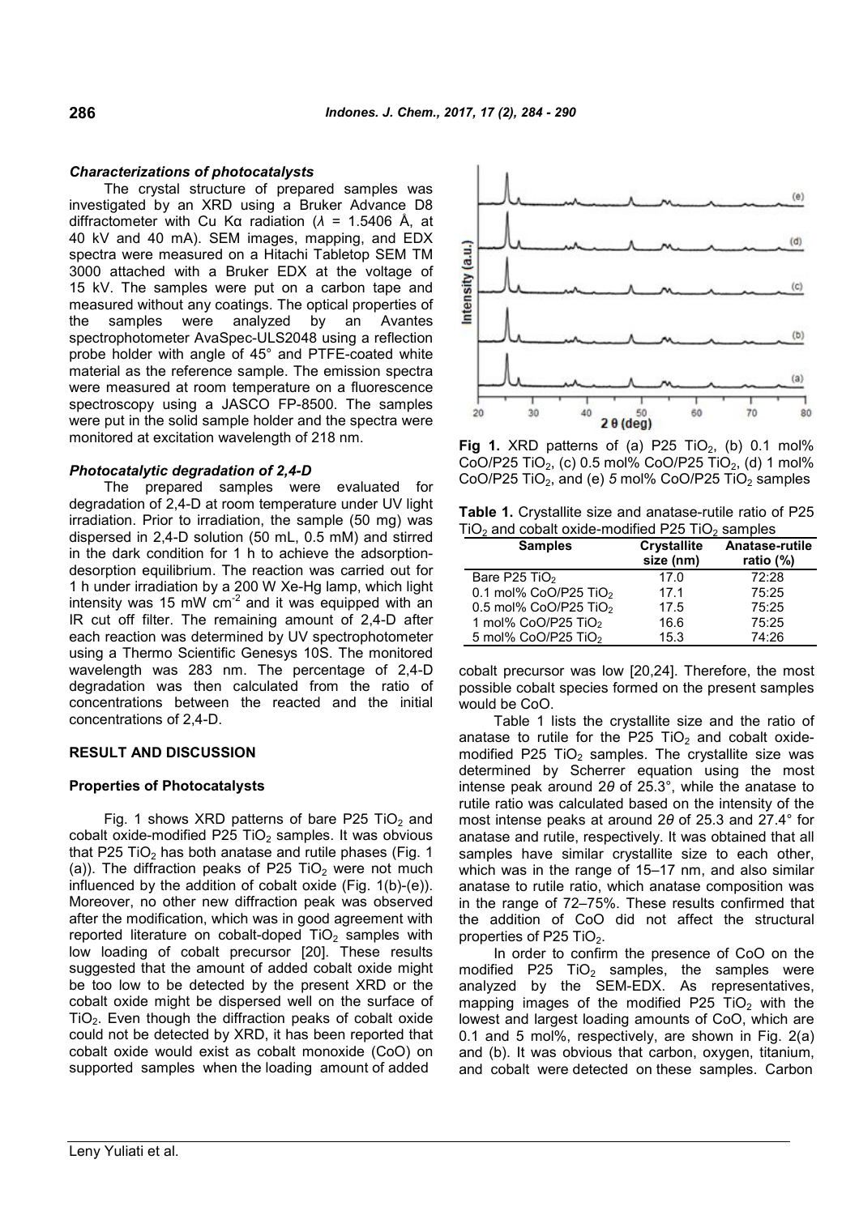### *Characterizations of photocatalysts*

The crystal structure of prepared samples was investigated by an XRD using a Bruker Advance D8 diffractometer with Cu Kα radiation ($\lambda$ = 1.5406 Å, at 40 kV and 40 mA). SEM images, mapping, and EDX spectra were measured on a Hitachi Tabletop SEM TM 3000 attached with a Bruker EDX at the voltage of 15 kV. The samples were put on a carbon tape and measured without any coatings. The optical properties of the samples were analyzed by an Avantes spectrophotometer AvaSpec-ULS2048 using a reflection probe holder with angle of 45° and PTFE-coated white material as the reference sample. The emission spectra were measured at room temperature on a fluorescence spectroscopy using a JASCO FP-8500. The samples were put in the solid sample holder and the spectra were monitored at excitation wavelength of 218 nm.

### *Photocatalytic degradation of 2,4-D*

The prepared samples were evaluated for degradation of 2,4-D at room temperature under UV light irradiation. Prior to irradiation, the sample (50 mg) was dispersed in 2,4-D solution (50 mL, 0.5 mM) and stirred in the dark condition for 1 h to achieve the adsorption-desorption equilibrium. The reaction was carried out for 1 h under irradiation by a 200 W Xe-Hg lamp, which light intensity was 15 mW cm$^{-2}$ and it was equipped with an IR cut off filter. The remaining amount of 2,4-D after each reaction was determined by UV spectrophotometer using a Thermo Scientific Genesys 10S. The monitored wavelength was 283 nm. The percentage of 2,4-D degradation was then calculated from the ratio of concentrations between the reacted and the initial concentrations of 2,4-D.

## RESULT AND DISCUSSION

### Properties of Photocatalysts

Fig. 1 shows XRD patterns of bare P25 $TiO_2$ and cobalt oxide-modified P25 $TiO_2$ samples. It was obvious that P25 $TiO_2$ has both anatase and rutile phases (Fig. 1 (a)). The diffraction peaks of P25 $TiO_2$ were not much influenced by the addition of cobalt oxide (Fig. 1(b)-(e)). Moreover, no other new diffraction peak was observed after the modification, which was in good agreement with reported literature on cobalt-doped $TiO_2$ samples with low loading of cobalt precursor [20]. These results suggested that the amount of added cobalt oxide might be too low to be detected by the present XRD or the cobalt oxide might be dispersed well on the surface of $TiO_2$. Even though the diffraction peaks of cobalt oxide could not be detected by XRD, it has been reported that cobalt oxide would exist as cobalt monoxide (CoO) on supported samples when the loading amount of added cobalt precursor was low [20,24]. Therefore, the most possible cobalt species formed on the present samples would be CoO.

**Fig 1.** XRD patterns of (a) P25 $TiO_2$, (b) 0.1 mol% CoO/P25 $TiO_2$, (c) 0.5 mol% CoO/P25 $TiO_2$, (d) 1 mol% CoO/P25 $TiO_2$, and (e) 5 mol% CoO/P25 $TiO_2$ samples

**Table 1.** Crystallite size and anatase-rutile ratio of P25 $TiO_2$ and cobalt oxide-modified P25 $TiO_2$ samples

| Samples | Crystallite size (nm) | Anatase-rutile ratio (%) |
|---|---|---|
| Bare P25 $TiO_2$ | 17.0 | 72:28 |
| 0.1 mol% CoO/P25 $TiO_2$ | 17.1 | 75:25 |
| 0.5 mol% CoO/P25 $TiO_2$ | 17.5 | 75:25 |
| 1 mol% CoO/P25 $TiO_2$ | 16.6 | 75:25 |
| 5 mol% CoO/P25 $TiO_2$ | 15.3 | 74:26 |

Table 1 lists the crystallite size and the ratio of anatase to rutile for the P25 $TiO_2$ and cobalt oxide-modified P25 $TiO_2$ samples. The crystallite size was determined by Scherrer equation using the most intense peak around 2$\theta$ of 25.3°, while the anatase to rutile ratio was calculated based on the intensity of the most intense peaks at around 2$\theta$ of 25.3 and 27.4° for anatase and rutile, respectively. It was obtained that all samples have similar crystallite size to each other, which was in the range of 15–17 nm, and also similar anatase to rutile ratio, which anatase composition was in the range of 72–75%. These results confirmed that the addition of CoO did not affect the structural properties of P25 $TiO_2$.

In order to confirm the presence of CoO on the modified P25 $TiO_2$ samples, the samples were analyzed by the SEM-EDX. As representatives, mapping images of the modified P25 $TiO_2$ with the lowest and largest loading amounts of CoO, which are 0.1 and 5 mol%, respectively, are shown in Fig. 2(a) and (b). It was obvious that carbon, oxygen, titanium, and cobalt were detected on these samples. Carbon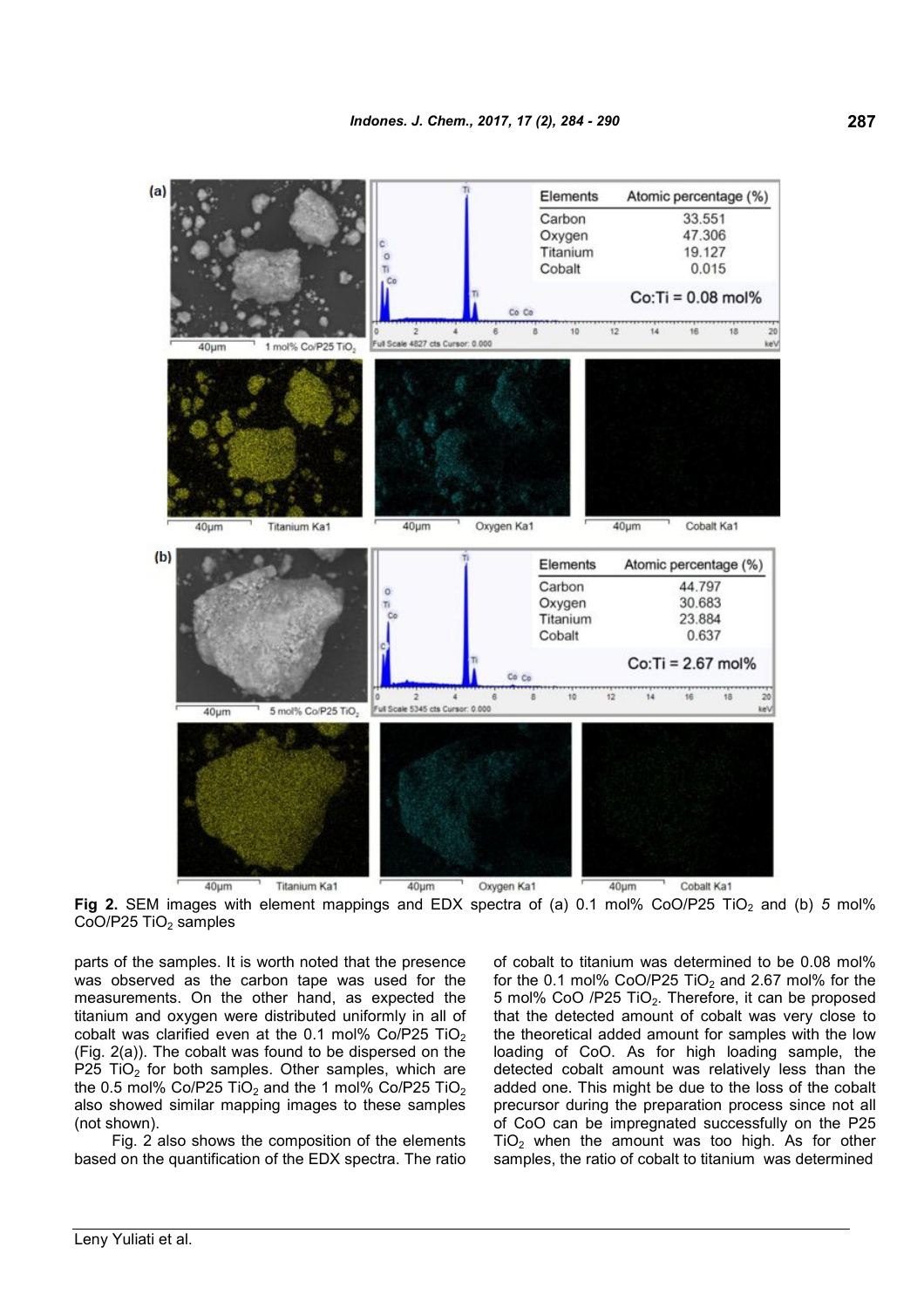**Fig 2.** SEM images with element mappings and EDX spectra of (a) 0.1 mol% CoO/P25 $TiO_2$ and (b) *5* mol% CoO/P25 $TiO_2$ samples

parts of the samples. It is worth noted that the presence was observed as the carbon tape was used for the measurements. On the other hand, as expected the titanium and oxygen were distributed uniformly in all of cobalt was clarified even at the 0.1 mol% Co/P25 $TiO_2$ (Fig. 2(a)). The cobalt was found to be dispersed on the P25 $TiO_2$ for both samples. Other samples, which are the 0.5 mol% Co/P25 $TiO_2$ and the 1 mol% Co/P25 $TiO_2$ also showed similar mapping images to these samples (not shown).

Fig. 2 also shows the composition of the elements based on the quantification of the EDX spectra. The ratio of cobalt to titanium was determined to be 0.08 mol% for the 0.1 mol% CoO/P25 $TiO_2$ and 2.67 mol% for the 5 mol% CoO /P25 $TiO_2$. Therefore, it can be proposed that the detected amount of cobalt was very close to the theoretical added amount for samples with the low loading of CoO. As for high loading sample, the detected cobalt amount was relatively less than the added one. This might be due to the loss of the cobalt precursor during the preparation process since not all of CoO can be impregnated successfully on the P25 $TiO_2$ when the amount was too high. As for other samples, the ratio of cobalt to titanium was determined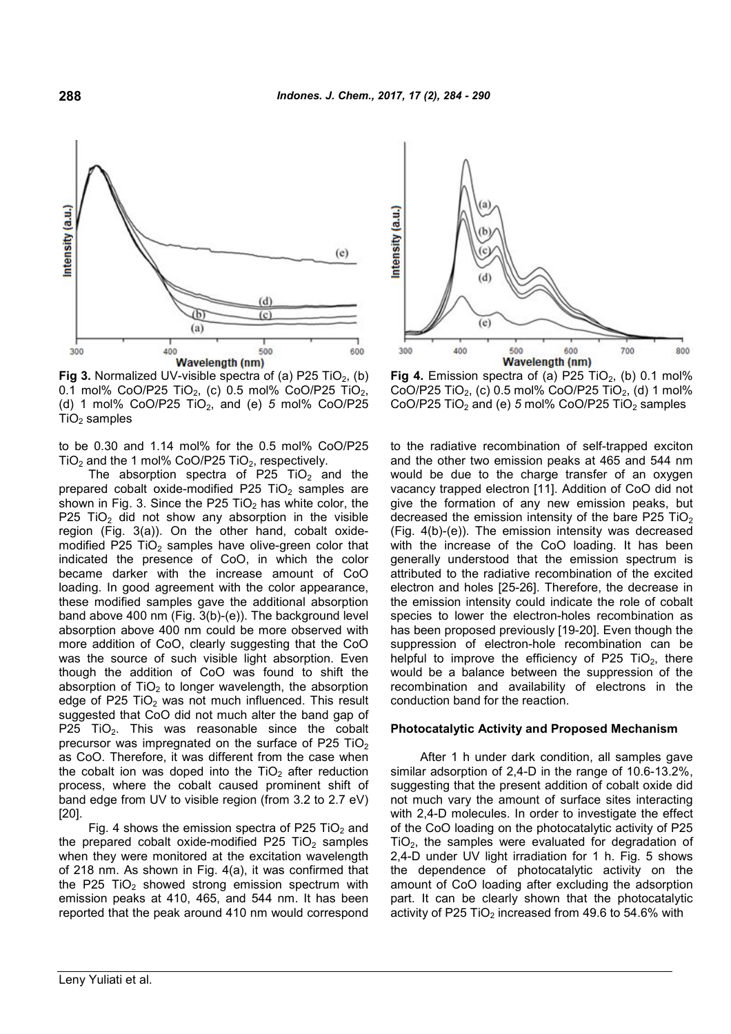Fig 3. Normalized UV-visible spectra of (a) P25 $TiO_2$, (b) 0.1 mol% CoO/P25 $TiO_2$, (c) 0.5 mol% CoO/P25 $TiO_2$, (d) 1 mol% CoO/P25 $TiO_2$, and (e) 5 mol% CoO/P25 $TiO_2$ samples

Fig 4. Emission spectra of (a) P25 $TiO_2$, (b) 0.1 mol% CoO/P25 $TiO_2$, (c) 0.5 mol% CoO/P25 $TiO_2$, (d) 1 mol% CoO/P25 $TiO_2$ and (e) 5 mol% CoO/P25 $TiO_2$ samples

to be 0.30 and 1.14 mol% for the 0.5 mol% CoO/P25 $TiO_2$ and the 1 mol% CoO/P25 $TiO_2$, respectively.

The absorption spectra of P25 $TiO_2$ and the prepared cobalt oxide-modified P25 $TiO_2$ samples are shown in Fig. 3. Since the P25 $TiO_2$ has white color, the P25 $TiO_2$ did not show any absorption in the visible region (Fig. 3(a)). On the other hand, cobalt oxide-modified P25 $TiO_2$ samples have olive-green color that indicated the presence of CoO, in which the color became darker with the increase amount of CoO loading. In good agreement with the color appearance, these modified samples gave the additional absorption band above 400 nm (Fig. 3(b)-(e)). The background level absorption above 400 nm could be more observed with more addition of CoO, clearly suggesting that the CoO was the source of such visible light absorption. Even though the addition of CoO was found to shift the absorption of $TiO_2$ to longer wavelength, the absorption edge of P25 $TiO_2$ was not much influenced. This result suggested that CoO did not much alter the band gap of P25 $TiO_2$. This was reasonable since the cobalt precursor was impregnated on the surface of P25 $TiO_2$ as CoO. Therefore, it was different from the case when the cobalt ion was doped into the $TiO_2$ after reduction process, where the cobalt caused prominent shift of band edge from UV to visible region (from 3.2 to 2.7 eV) [20].

Fig. 4 shows the emission spectra of P25 $TiO_2$ and the prepared cobalt oxide-modified P25 $TiO_2$ samples when they were monitored at the excitation wavelength of 218 nm. As shown in Fig. 4(a), it was confirmed that the P25 $TiO_2$ showed strong emission spectrum with emission peaks at 410, 465, and 544 nm. It has been reported that the peak around 410 nm would correspond to the radiative recombination of self-trapped exciton and the other two emission peaks at 465 and 544 nm would be due to the charge transfer of an oxygen vacancy trapped electron [11]. Addition of CoO did not give the formation of any new emission peaks, but decreased the emission intensity of the bare P25 $TiO_2$ (Fig. 4(b)-(e)). The emission intensity was decreased with the increase of the CoO loading. It has been generally understood that the emission spectrum is attributed to the radiative recombination of the excited electron and holes [25-26]. Therefore, the decrease in the emission intensity could indicate the role of cobalt species to lower the electron-holes recombination as has been proposed previously [19-20]. Even though the suppression of electron-hole recombination can be helpful to improve the efficiency of P25 $TiO_2$, there would be a balance between the suppression of the recombination and availability of electrons in the conduction band for the reaction.

### Photocatalytic Activity and Proposed Mechanism

After 1 h under dark condition, all samples gave similar adsorption of 2,4-D in the range of 10.6-13.2%, suggesting that the present addition of cobalt oxide did not much vary the amount of surface sites interacting with 2,4-D molecules. In order to investigate the effect of the CoO loading on the photocatalytic activity of P25 $TiO_2$, the samples were evaluated for degradation of 2,4-D under UV light irradiation for 1 h. Fig. 5 shows the dependence of photocatalytic activity on the amount of CoO loading after excluding the adsorption part. It can be clearly shown that the photocatalytic activity of P25 $TiO_2$ increased from 49.6 to 54.6% with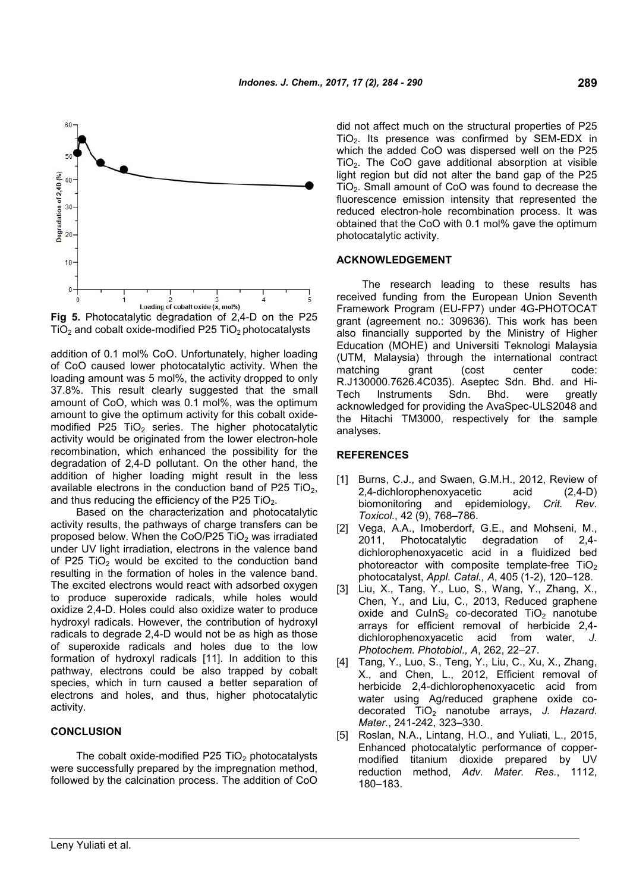Fig 5. Photocatalytic degradation of 2,4-D on the P25 $TiO_2$ and cobalt oxide-modified P25 $TiO_2$ photocatalysts

addition of 0.1 mol% CoO. Unfortunately, higher loading of CoO caused lower photocatalytic activity. When the loading amount was 5 mol%, the activity dropped to only 37.8%. This result clearly suggested that the small amount of CoO, which was 0.1 mol%, was the optimum amount to give the optimum activity for this cobalt oxide-modified P25 $TiO_2$ series. The higher photocatalytic activity would be originated from the lower electron-hole recombination, which enhanced the possibility for the degradation of 2,4-D pollutant. On the other hand, the addition of higher loading might result in the less available electrons in the conduction band of P25 $TiO_2$, and thus reducing the efficiency of the P25 $TiO_2$.

Based on the characterization and photocatalytic activity results, the pathways of charge transfers can be proposed below. When the CoO/P25 $TiO_2$ was irradiated under UV light irradiation, electrons in the valence band of P25 $TiO_2$ would be excited to the conduction band resulting in the formation of holes in the valence band. The excited electrons would react with adsorbed oxygen to produce superoxide radicals, while holes would oxidize 2,4-D. Holes could also oxidize water to produce hydroxyl radicals. However, the contribution of hydroxyl radicals to degrade 2,4-D would not be as high as those of superoxide radicals and holes due to the low formation of hydroxyl radicals [11]. In addition to this pathway, electrons could be also trapped by cobalt species, which in turn caused a better separation of electrons and holes, and thus, higher photocatalytic activity.

## CONCLUSION

The cobalt oxide-modified P25 $TiO_2$ photocatalysts were successfully prepared by the impregnation method, followed by the calcination process. The addition of CoO did not affect much on the structural properties of P25 $TiO_2$. Its presence was confirmed by SEM-EDX in which the added CoO was dispersed well on the P25 $TiO_2$. The CoO gave additional absorption at visible light region but did not alter the band gap of the P25 $TiO_2$. Small amount of CoO was found to decrease the fluorescence emission intensity that represented the reduced electron-hole recombination process. It was obtained that the CoO with 0.1 mol% gave the optimum photocatalytic activity.

## ACKNOWLEDGEMENT

The research leading to these results has received funding from the European Union Seventh Framework Program (EU-FP7) under 4G-PHOTOCAT grant (agreement no.: 309636). This work has been also financially supported by the Ministry of Higher Education (MOHE) and Universiti Teknologi Malaysia (UTM, Malaysia) through the international contract matching grant (cost center code: R.J130000.7626.4C035). Aseptec Sdn. Bhd. and Hi-Tech Instruments Sdn. Bhd. were greatly acknowledged for providing the AvaSpec-ULS2048 and the Hitachi TM3000, respectively for the sample analyses.

## REFERENCES

[1] Burns, C.J., and Swaen, G.M.H., 2012, Review of 2,4-dichlorophenoxyacetic acid (2,4-D) biomonitoring and epidemiology, *Crit. Rev. Toxicol.*, 42 (9), 768–786.

[2] Vega, A.A., Imoberdorf, G.E., and Mohseni, M., 2011, Photocatalytic degradation of 2,4-dichlorophenoxyacetic acid in a fluidized bed photoreactor with composite template-free $TiO_2$ photocatalyst, *Appl. Catal., A*, 405 (1-2), 120–128.

[3] Liu, X., Tang, Y., Luo, S., Wang, Y., Zhang, X., Chen, Y., and Liu, C., 2013, Reduced graphene oxide and $CuInS_2$ co-decorated $TiO_2$ nanotube arrays for efficient removal of herbicide 2,4-dichlorophenoxyacetic acid from water, *J. Photochem. Photobiol., A*, 262, 22–27.

[4] Tang, Y., Luo, S., Teng, Y., Liu, C., Xu, X., Zhang, X., and Chen, L., 2012, Efficient removal of herbicide 2,4-dichlorophenoxyacetic acid from water using Ag/reduced graphene oxide co-decorated $TiO_2$ nanotube arrays, *J. Hazard. Mater.*, 241-242, 323–330.

[5] Roslan, N.A., Lintang, H.O., and Yuliati, L., 2015, Enhanced photocatalytic performance of copper-modified titanium dioxide prepared by UV reduction method, *Adv. Mater. Res.*, 1112, 180–183.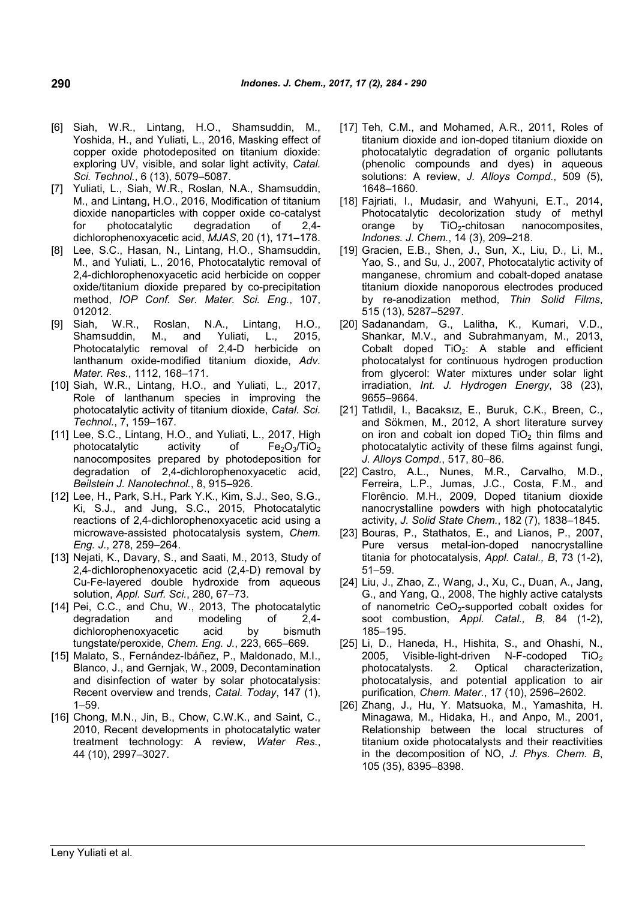[6] Siah, W.R., Lintang, H.O., Shamsuddin, M., Yoshida, H., and Yuliati, L., 2016, Masking effect of copper oxide photodeposited on titanium dioxide: exploring UV, visible, and solar light activity, *Catal. Sci. Technol.*, 6 (13), 5079–5087.

[7] Yuliati, L., Siah, W.R., Roslan, N.A., Shamsuddin, M., and Lintang, H.O., 2016, Modification of titanium dioxide nanoparticles with copper oxide co-catalyst for photocatalytic degradation of 2,4-dichlorophenoxyacetic acid, *MJAS*, 20 (1), 171–178.

[8] Lee, S.C., Hasan, N., Lintang, H.O., Shamsuddin, M., and Yuliati, L., 2016, Photocatalytic removal of 2,4-dichlorophenoxyacetic acid herbicide on copper oxide/titanium dioxide prepared by co-precipitation method, *IOP Conf. Ser. Mater. Sci. Eng.*, 107, 012012.

[9] Siah, W.R., Roslan, N.A., Lintang, H.O., Shamsuddin, M., and Yuliati, L., 2015, Photocatalytic removal of 2,4-D herbicide on lanthanum oxide-modified titanium dioxide, *Adv. Mater. Res.*, 1112, 168–171.

[10] Siah, W.R., Lintang, H.O., and Yuliati, L., 2017, Role of lanthanum species in improving the photocatalytic activity of titanium dioxide, *Catal. Sci. Technol.*, 7, 159–167.

[11] Lee, S.C., Lintang, H.O., and Yuliati, L., 2017, High photocatalytic activity of $Fe_2O_3/TiO_2$ nanocomposites prepared by photodeposition for degradation of 2,4-dichlorophenoxyacetic acid, *Beilstein J. Nanotechnol.*, 8, 915–926.

[12] Lee, H., Park, S.H., Park Y.K., Kim, S.J., Seo, S.G., Ki, S.J., and Jung, S.C., 2015, Photocatalytic reactions of 2,4-dichlorophenoxyacetic acid using a microwave-assisted photocatalysis system, *Chem. Eng. J.*, 278, 259–264.

[13] Nejati, K., Davary, S., and Saati, M., 2013, Study of 2,4-dichlorophenoxyacetic acid (2,4-D) removal by Cu-Fe-layered double hydroxide from aqueous solution, *Appl. Surf. Sci.*, 280, 67–73.

[14] Pei, C.C., and Chu, W., 2013, The photocatalytic degradation and modeling of 2,4-dichlorophenoxyacetic acid by bismuth tungstate/peroxide, *Chem. Eng. J.*, 223, 665–669.

[15] Malato, S., Fernández-Ibáñez, P., Maldonado, M.I., Blanco, J., and Gernjak, W., 2009, Decontamination and disinfection of water by solar photocatalysis: Recent overview and trends, *Catal. Today*, 147 (1), 1–59.

[16] Chong, M.N., Jin, B., Chow, C.W.K., and Saint, C., 2010, Recent developments in photocatalytic water treatment technology: A review, *Water Res.*, 44 (10), 2997–3027.

[17] Teh, C.M., and Mohamed, A.R., 2011, Roles of titanium dioxide and ion-doped titanium dioxide on photocatalytic degradation of organic pollutants (phenolic compounds and dyes) in aqueous solutions: A review, *J. Alloys Compd.*, 509 (5), 1648–1660.

[18] Fajriati, I., Mudasir, and Wahyuni, E.T., 2014, Photocatalytic decolorization study of methyl orange by $TiO_2$-chitosan nanocomposites, *Indones. J. Chem.*, 14 (3), 209–218.

[19] Gracien, E.B., Shen, J., Sun, X., Liu, D., Li, M., Yao, S., and Su, J., 2007, Photocatalytic activity of manganese, chromium and cobalt-doped anatase titanium dioxide nanoporous electrodes produced by re-anodization method, *Thin Solid Films*, 515 (13), 5287–5297.

[20] Sadanandam, G., Lalitha, K., Kumari, V.D., Shankar, M.V., and Subrahmanyam, M., 2013, Cobalt doped $TiO_2$: A stable and efficient photocatalyst for continuous hydrogen production from glycerol: Water mixtures under solar light irradiation, *Int. J. Hydrogen Energy*, 38 (23), 9655–9664.

[21] Tatlıdil, I., Bacaksız, E., Buruk, C.K., Breen, C., and Sökmen, M., 2012, A short literature survey on iron and cobalt ion doped $TiO_2$ thin films and photocatalytic activity of these films against fungi, *J. Alloys Compd.*, 517, 80–86.

[22] Castro, A.L., Nunes, M.R., Carvalho, M.D., Ferreira, L.P., Jumas, J.C., Costa, F.M., and Florêncio. M.H., 2009, Doped titanium dioxide nanocrystalline powders with high photocatalytic activity, *J. Solid State Chem.*, 182 (7), 1838–1845.

[23] Bouras, P., Stathatos, E., and Lianos, P., 2007, Pure versus metal-ion-doped nanocrystalline titania for photocatalysis, *Appl. Catal., B*, 73 (1-2), 51–59.

[24] Liu, J., Zhao, Z., Wang, J., Xu, C., Duan, A., Jang, G., and Yang, Q., 2008, The highly active catalysts of nanometric $CeO_2$-supported cobalt oxides for soot combustion, *Appl. Catal., B*, 84 (1-2), 185–195.

[25] Li, D., Haneda, H., Hishita, S., and Ohashi, N., 2005, Visible-light-driven N-F-codoped $TiO_2$ photocatalysts. 2. Optical characterization, photocatalysis, and potential application to air purification, *Chem. Mater.*, 17 (10), 2596–2602.

[26] Zhang, J., Hu, Y. Matsuoka, M., Yamashita, H. Minagawa, M., Hidaka, H., and Anpo, M., 2001, Relationship between the local structures of titanium oxide photocatalysts and their reactivities in the decomposition of NO, *J. Phys. Chem. B*, 105 (35), 8395–8398.